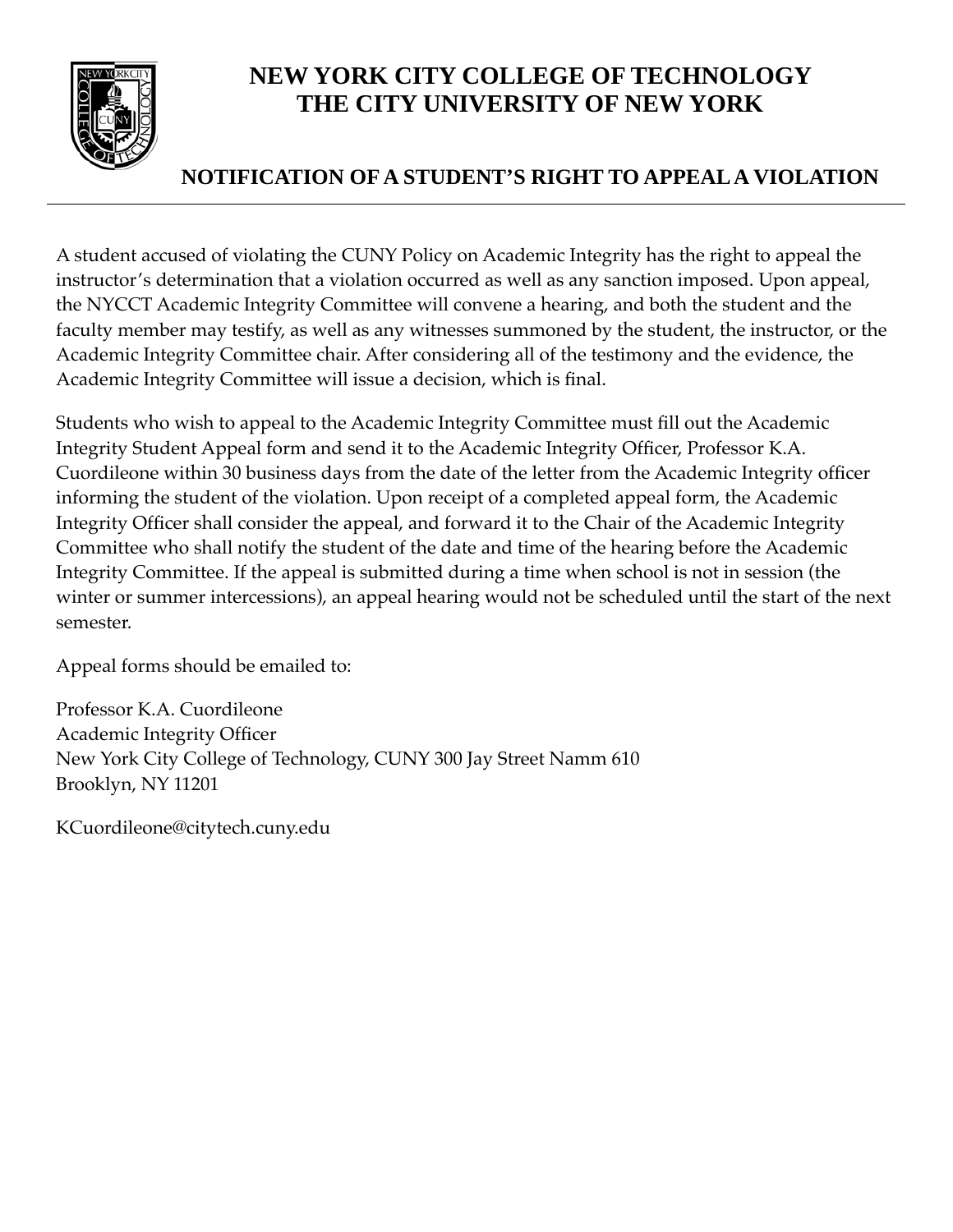# NEW YORK CITY COLLEGE OF TECHNOLOGY
# THE CITY UNIVERSITY OF NEW YORK

## NOTIFICATION OF A STUDENT'S RIGHT TO APPEAL A VIOLATION

---

A student accused of violating the CUNY Policy on Academic Integrity has the right to appeal the instructor's determination that a violation occurred as well as any sanction imposed. Upon appeal, the NYCCT Academic Integrity Committee will convene a hearing, and both the student and the faculty member may testify, as well as any witnesses summoned by the student, the instructor, or the Academic Integrity Committee chair. After considering all of the testimony and the evidence, the Academic Integrity Committee will issue a decision, which is final.

Students who wish to appeal to the Academic Integrity Committee must fill out the Academic Integrity Student Appeal form and send it to the Academic Integrity Officer, Professor K.A. Cuordileone within 30 business days from the date of the letter from the Academic Integrity officer informing the student of the violation. Upon receipt of a completed appeal form, the Academic Integrity Officer shall consider the appeal, and forward it to the Chair of the Academic Integrity Committee who shall notify the student of the date and time of the hearing before the Academic Integrity Committee. If the appeal is submitted during a time when school is not in session (the winter or summer intercessions), an appeal hearing would not be scheduled until the start of the next semester.

Appeal forms should be emailed to:

Professor K.A. Cuordileone
Academic Integrity Officer
New York City College of Technology, CUNY 300 Jay Street Namm 610
Brooklyn, NY 11201

KCuordileone@citytech.cuny.edu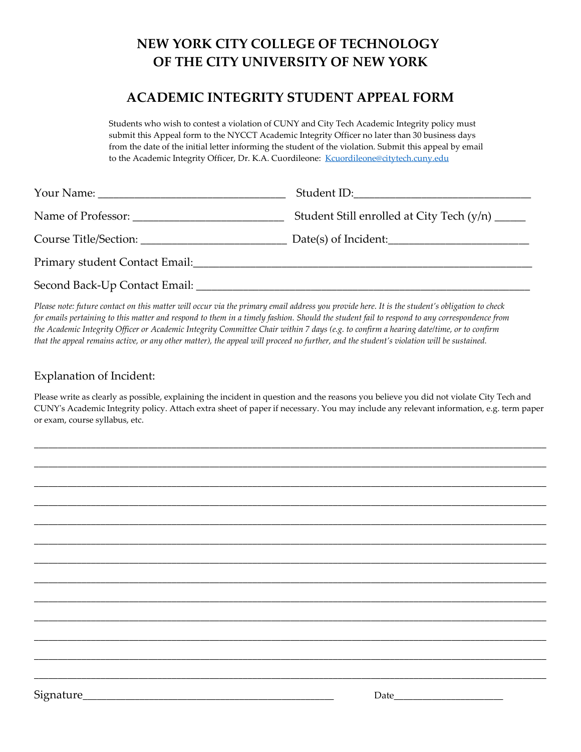# NEW YORK CITY COLLEGE OF TECHNOLOGY
# OF THE CITY UNIVERSITY OF NEW YORK

## ACADEMIC INTEGRITY STUDENT APPEAL FORM

Students who wish to contest a violation of CUNY and City Tech Academic Integrity policy must submit this Appeal form to the NYCCT Academic Integrity Officer no later than 30 business days from the date of the initial letter informing the student of the violation. Submit this appeal by email to the Academic Integrity Officer, Dr. K.A. Cuordileone: Kcuordileone@citytech.cuny.edu

Your Name: _________________________________ Student ID:______________________________

Name of Professor: __________________________ Student Still enrolled at City Tech (y/n) _____

Course Title/Section: _________________________ Date(s) of Incident:________________________

Primary student Contact Email:_____________________________________________________________

Second Back-Up Contact Email: ____________________________________________________________

*Please note: future contact on this matter will occur via the primary email address you provide here. It is the student's obligation to check for emails pertaining to this matter and respond to them in a timely fashion. Should the student fail to respond to any correspondence from the Academic Integrity Officer or Academic Integrity Committee Chair within 7 days (e.g. to confirm a hearing date/time, or to confirm that the appeal remains active, or any other matter), the appeal will proceed no further, and the student's violation will be sustained.*

Explanation of Incident:

Please write as clearly as possible, explaining the incident in question and the reasons you believe you did not violate City Tech and CUNY's Academic Integrity policy. Attach extra sheet of paper if necessary. You may include any relevant information, e.g. term paper or exam, course syllabus, etc.

______________________________________________________________________________________________

______________________________________________________________________________________________

______________________________________________________________________________________________

______________________________________________________________________________________________

______________________________________________________________________________________________

______________________________________________________________________________________________

______________________________________________________________________________________________

______________________________________________________________________________________________

______________________________________________________________________________________________

______________________________________________________________________________________________

______________________________________________________________________________________________

______________________________________________________________________________________________

______________________________________________________________________________________________

Signature______________________________________________ Date_____________________